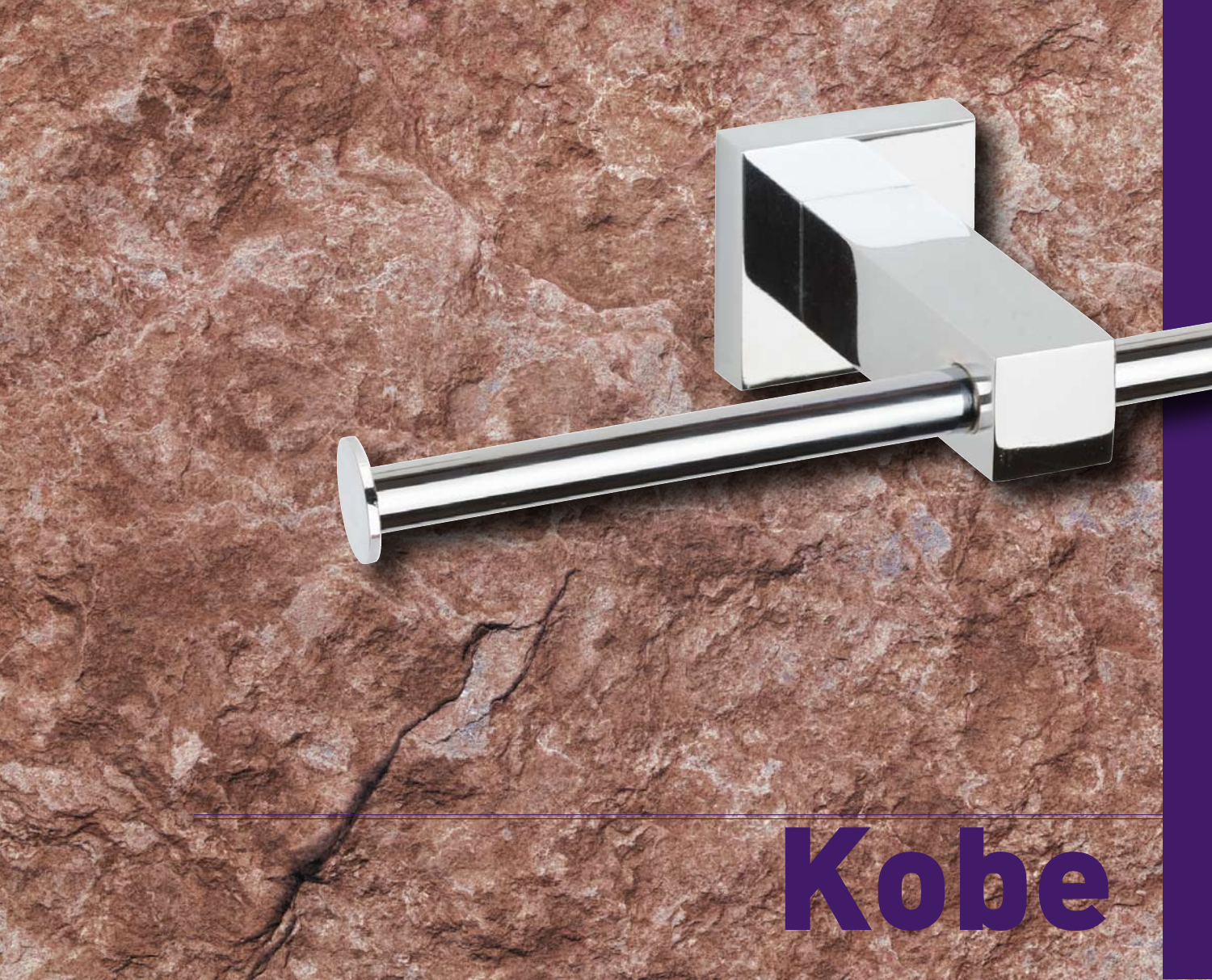# Kobe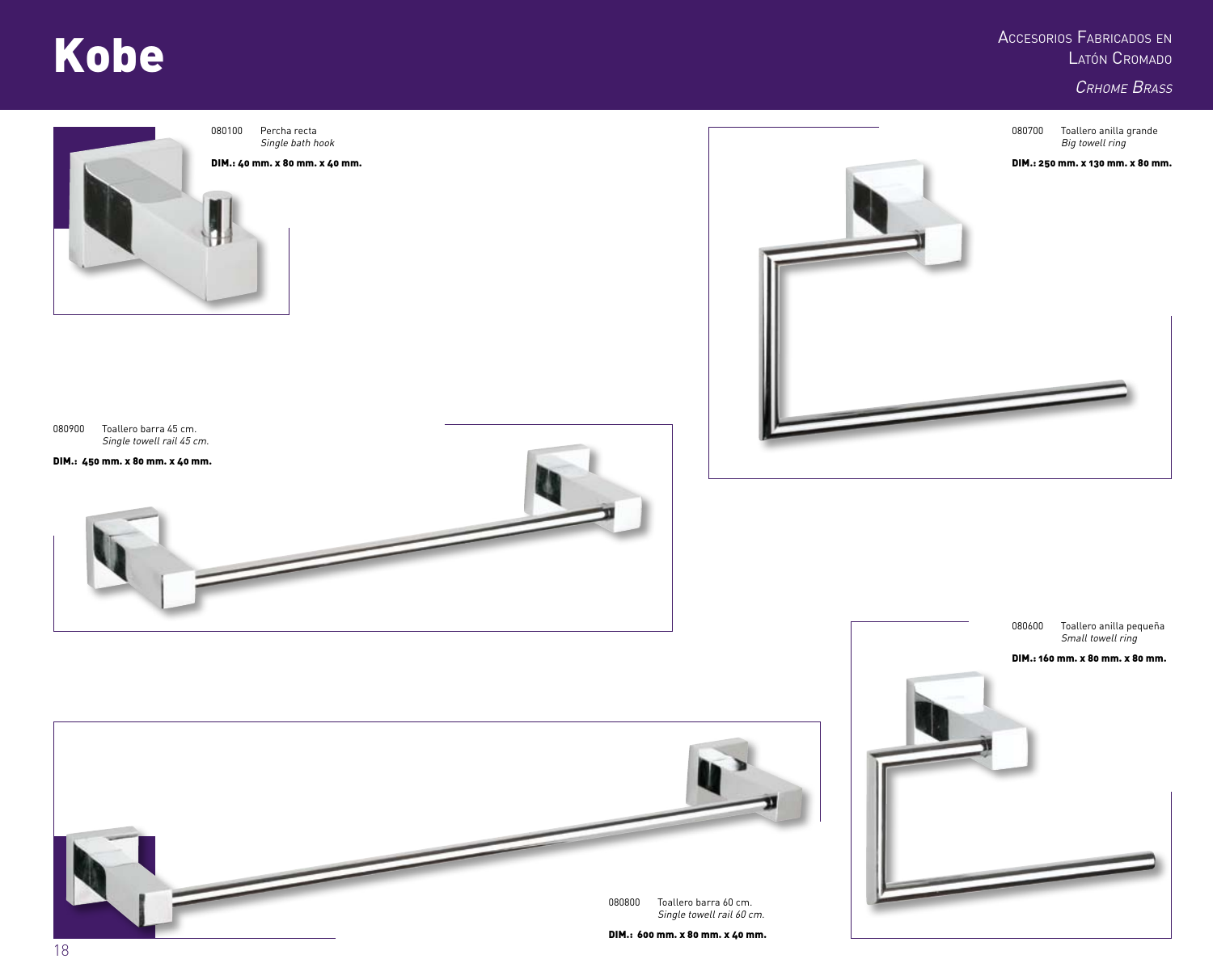# Kobe

Accesorios Fabricados en Latón Cromado

*Crhome Brass*

080100 Percha recta
*Single bath hook*

**DIM.: 40 mm. x 80 mm. x 40 mm.**

080700 Toallero anilla grande
*Big towell ring*

**DIM.: 250 mm. x 130 mm. x 80 mm.**

080900 Toallero barra 45 cm.
*Single towell rail 45 cm.*

**DIM.: 450 mm. x 80 mm. x 40 mm.**

080600 Toallero anilla pequeña
*Small towell ring*

**DIM.: 160 mm. x 80 mm. x 80 mm.**

080800 Toallero barra 60 cm.
*Single towell rail 60 cm.*

**DIM.: 600 mm. x 80 mm. x 40 mm.**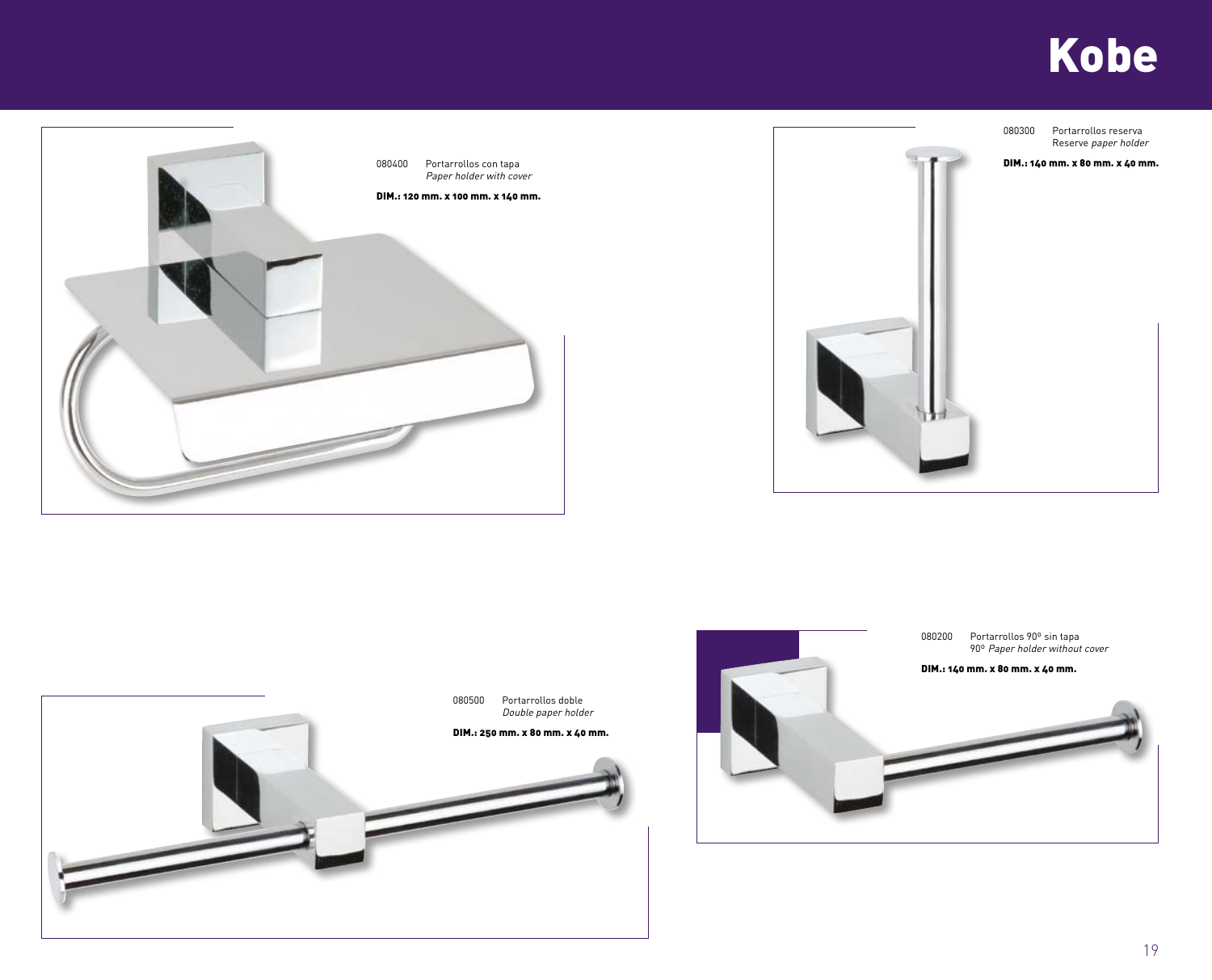# Kobe

080400 Portarrollos con tapa
*Paper holder with cover*

**DIM.: 120 mm. x 100 mm. x 140 mm.**

080300 Portarrollos reserva
Reserve *paper holder*

**DIM.: 140 mm. x 80 mm. x 40 mm.**

080500 Portarrollos doble
*Double paper holder*

**DIM.: 250 mm. x 80 mm. x 40 mm.**

080200 Portarrollos 90º sin tapa
90º *Paper holder without cover*

**DIM.: 140 mm. x 80 mm. x 40 mm.**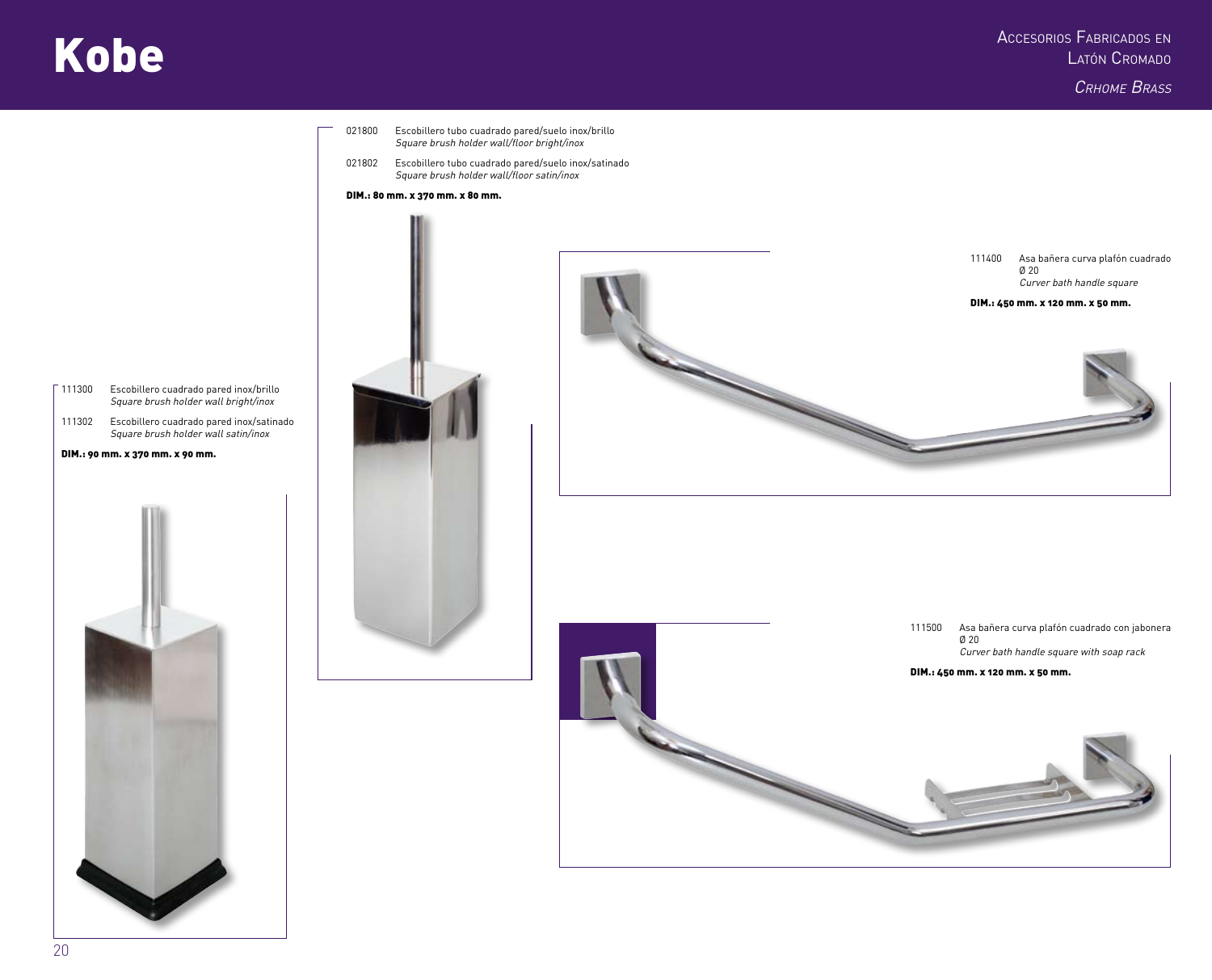# Kobe

Accesorios Fabricados en Latón Cromado

*Crhome Brass*

021800 Escobillero tubo cuadrado pared/suelo inox/brillo
*Square brush holder wall/floor bright/inox*

021802 Escobillero tubo cuadrado pared/suelo inox/satinado
*Square brush holder wall/floor satin/inox*

**DIM.: 80 mm. x 370 mm. x 80 mm.**

111400 Asa bañera curva plafón cuadrado Ø 20
*Curver bath handle square*

**DIM.: 450 mm. x 120 mm. x 50 mm.**

111300 Escobillero cuadrado pared inox/brillo
*Square brush holder wall bright/inox*

111302 Escobillero cuadrado pared inox/satinado
*Square brush holder wall satin/inox*

**DIM.: 90 mm. x 370 mm. x 90 mm.**

111500 Asa bañera curva plafón cuadrado con jabonera Ø 20
*Curver bath handle square with soap rack*

**DIM.: 450 mm. x 120 mm. x 50 mm.**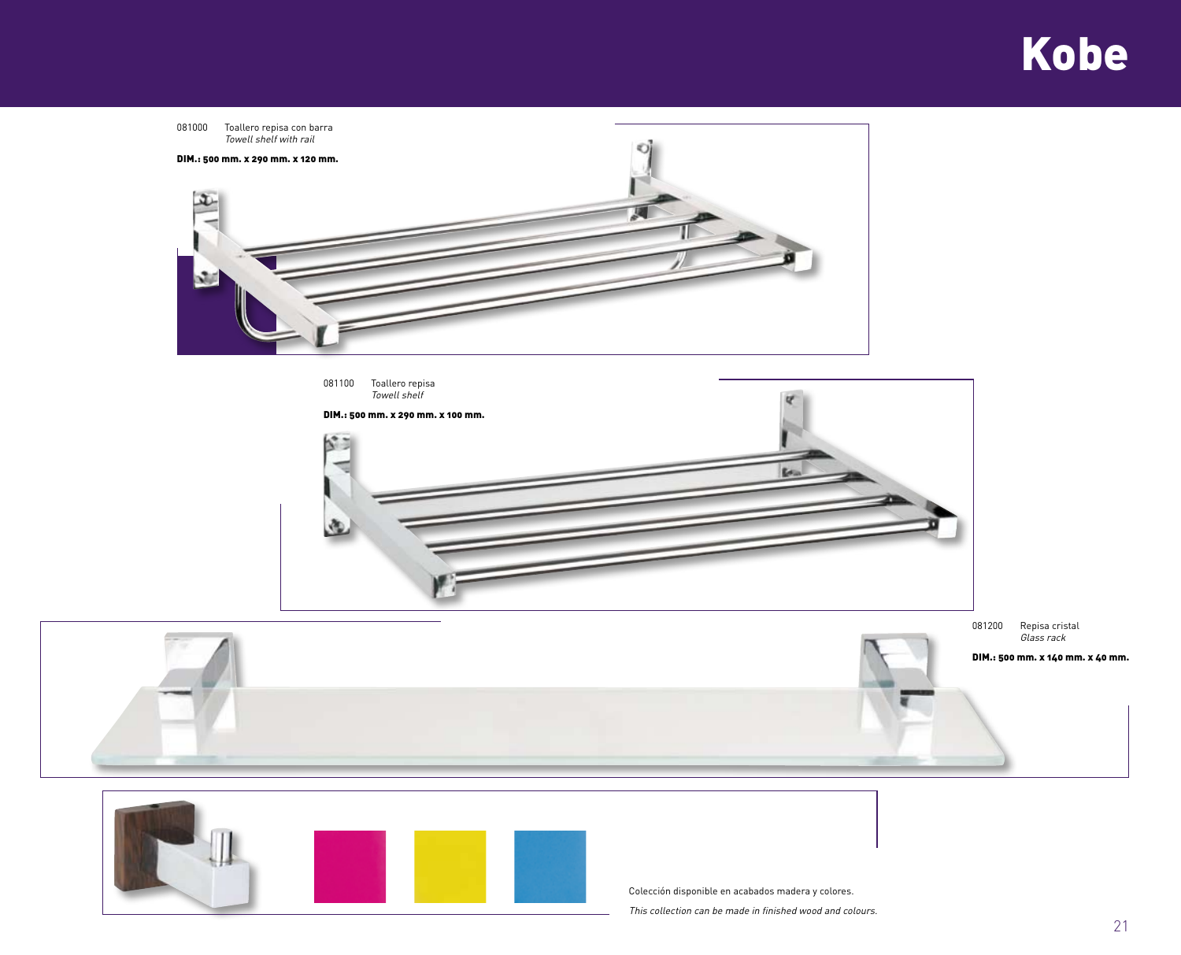# Kobe

081000 Toallero repisa con barra
*Towell shelf with rail*

**DIM.: 500 mm. x 290 mm. x 120 mm.**

081100 Toallero repisa
*Towell shelf*

**DIM.: 500 mm. x 290 mm. x 100 mm.**

081200 Repisa cristal
*Glass rack*

**DIM.: 500 mm. x 140 mm. x 40 mm.**

Colección disponible en acabados madera y colores.

*This collection can be made in finished wood and colours.*